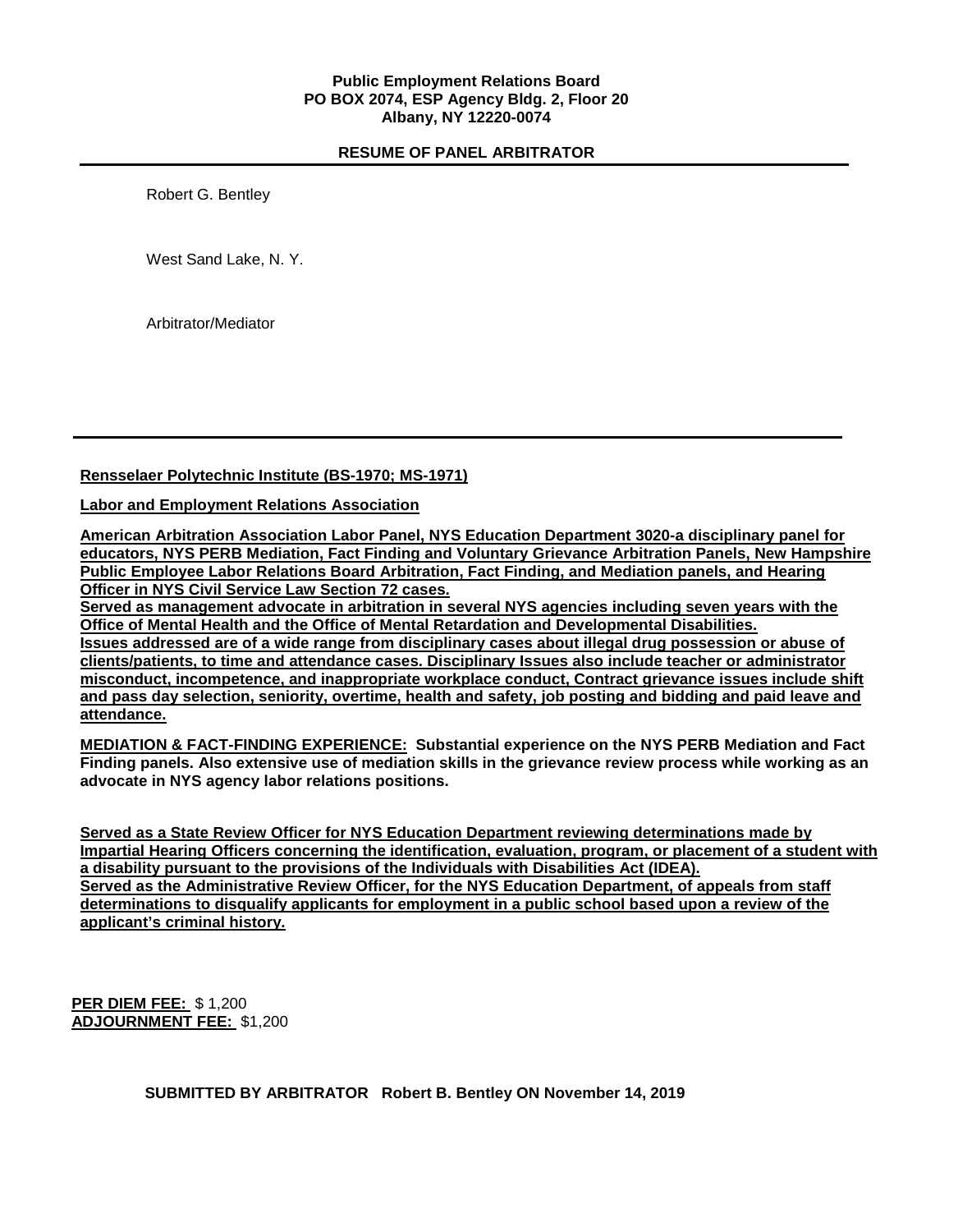**Public Employment Relations Board**
**PO BOX 2074, ESP Agency Bldg. 2, Floor 20**
**Albany, NY 12220-0074**

## RESUME OF PANEL ARBITRATOR

Robert G. Bentley

West Sand Lake, N. Y.

Arbitrator/Mediator

---

**Rensselaer Polytechnic Institute (BS-1970; MS-1971)**

**Labor and Employment Relations Association**

**American Arbitration Association Labor Panel, NYS Education Department 3020-a disciplinary panel for educators, NYS PERB Mediation, Fact Finding and Voluntary Grievance Arbitration Panels, New Hampshire Public Employee Labor Relations Board Arbitration, Fact Finding, and Mediation panels, and Hearing Officer in NYS Civil Service Law Section 72 cases.**
**Served as management advocate in arbitration in several NYS agencies including seven years with the Office of Mental Health and the Office of Mental Retardation and Developmental Disabilities.**
**Issues addressed are of a wide range from disciplinary cases about illegal drug possession or abuse of clients/patients, to time and attendance cases. Disciplinary Issues also include teacher or administrator misconduct, incompetence, and inappropriate workplace conduct, Contract grievance issues include shift and pass day selection, seniority, overtime, health and safety, job posting and bidding and paid leave and attendance.**

**MEDIATION & FACT-FINDING EXPERIENCE:** **Substantial experience on the NYS PERB Mediation and Fact Finding panels. Also extensive use of mediation skills in the grievance review process while working as an advocate in NYS agency labor relations positions.**

**Served as a State Review Officer for NYS Education Department reviewing determinations made by Impartial Hearing Officers concerning the identification, evaluation, program, or placement of a student with a disability pursuant to the provisions of the Individuals with Disabilities Act (IDEA).**
**Served as the Administrative Review Officer, for the NYS Education Department, of appeals from staff determinations to disqualify applicants for employment in a public school based upon a review of the applicant's criminal history.**

**PER DIEM FEE:** $ 1,200
**ADJOURNMENT FEE:** $1,200

**SUBMITTED BY ARBITRATOR Robert B. Bentley ON November 14, 2019**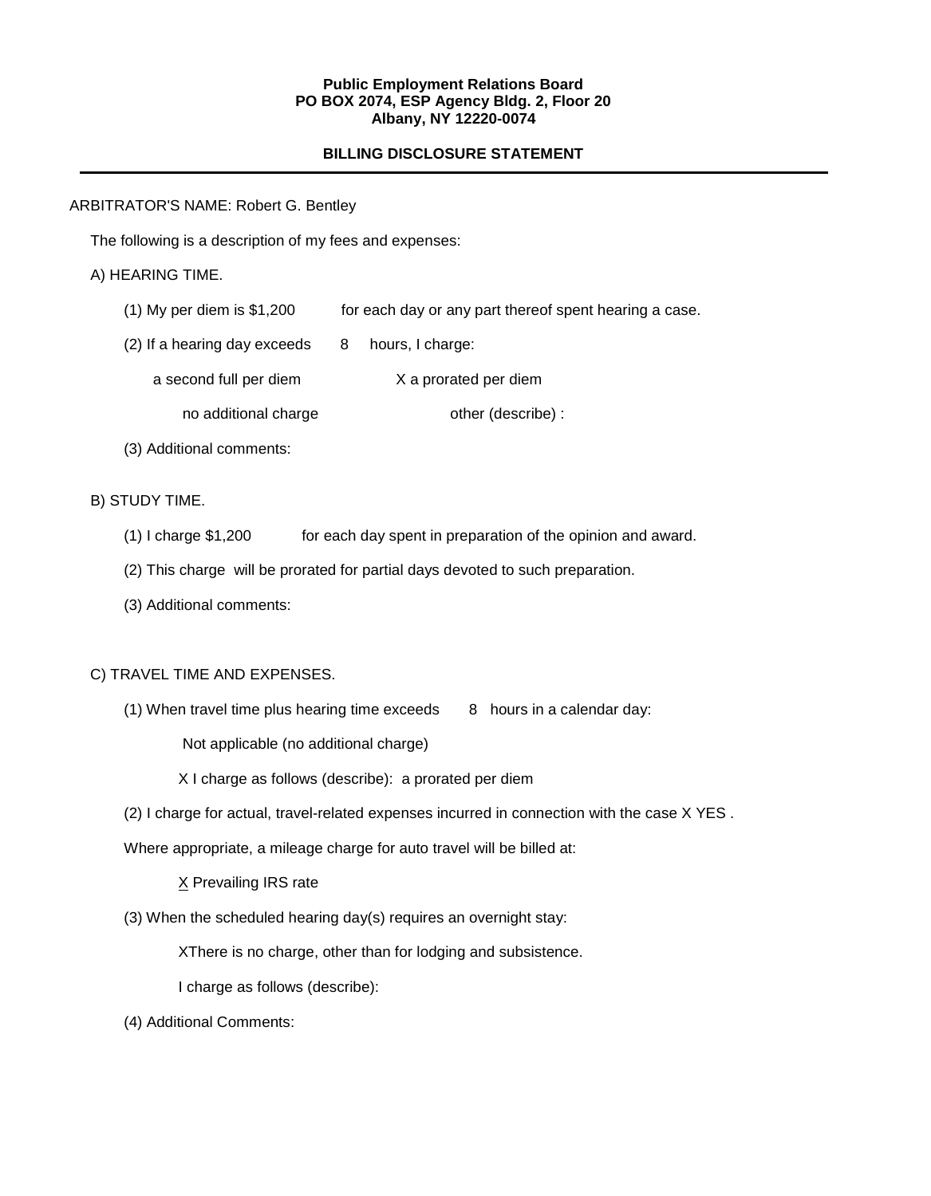**Public Employment Relations Board**
**PO BOX 2074, ESP Agency Bldg. 2, Floor 20**
**Albany, NY 12220-0074**

**BILLING DISCLOSURE STATEMENT**

---

ARBITRATOR'S NAME: Robert G. Bentley

The following is a description of my fees and expenses:

A) HEARING TIME.

(1) My per diem is $1,200 for each day or any part thereof spent hearing a case.

(2) If a hearing day exceeds 8 hours, I charge:

a second full per diem X a prorated per diem

no additional charge other (describe) :

(3) Additional comments:

B) STUDY TIME.

(1) I charge $1,200 for each day spent in preparation of the opinion and award.

(2) This charge will be prorated for partial days devoted to such preparation.

(3) Additional comments:

C) TRAVEL TIME AND EXPENSES.

(1) When travel time plus hearing time exceeds 8 hours in a calendar day:

Not applicable (no additional charge)

X I charge as follows (describe): a prorated per diem

(2) I charge for actual, travel-related expenses incurred in connection with the case X YES .

Where appropriate, a mileage charge for auto travel will be billed at:

X Prevailing IRS rate

(3) When the scheduled hearing day(s) requires an overnight stay:

XThere is no charge, other than for lodging and subsistence.

I charge as follows (describe):

(4) Additional Comments: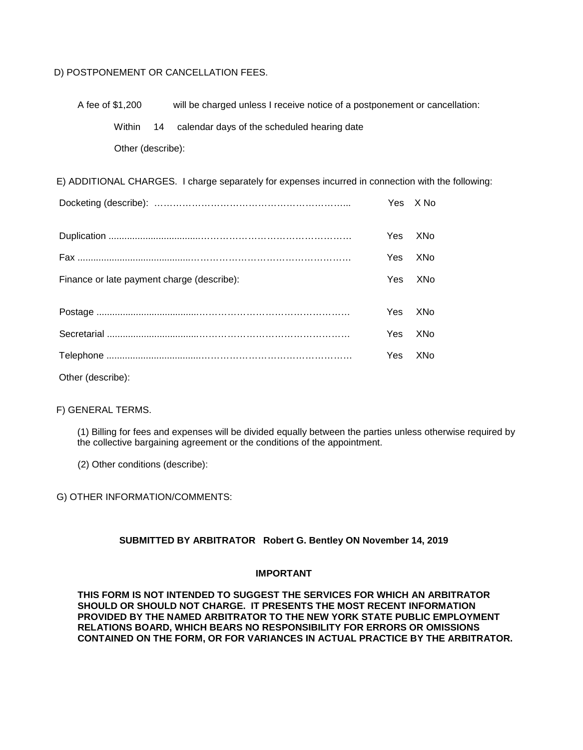D) POSTPONEMENT OR CANCELLATION FEES.

A fee of $1,200 will be charged unless I receive notice of a postponement or cancellation:

Within 14 calendar days of the scheduled hearing date

Other (describe):

E) ADDITIONAL CHARGES. I charge separately for expenses incurred in connection with the following:

| | | |
|---|---|---|
| Docketing (describe): ………………………………………………….. | Yes | X No |
| Duplication ......................................…………………………………………. | Yes | XNo |
| Fax ...........................................…………………………………………… | Yes | XNo |
| Finance or late payment charge (describe): | Yes | XNo |
| Postage ......................................………………………………………… | Yes | XNo |
| Secretarial ..................................………………………………………… | Yes | XNo |
| Telephone ...................................…………………………………………. | Yes | XNo |

Other (describe):

F) GENERAL TERMS.

(1) Billing for fees and expenses will be divided equally between the parties unless otherwise required by the collective bargaining agreement or the conditions of the appointment.

(2) Other conditions (describe):

G) OTHER INFORMATION/COMMENTS:

**SUBMITTED BY ARBITRATOR Robert G. Bentley ON November 14, 2019**

**IMPORTANT**

**THIS FORM IS NOT INTENDED TO SUGGEST THE SERVICES FOR WHICH AN ARBITRATOR SHOULD OR SHOULD NOT CHARGE. IT PRESENTS THE MOST RECENT INFORMATION PROVIDED BY THE NAMED ARBITRATOR TO THE NEW YORK STATE PUBLIC EMPLOYMENT RELATIONS BOARD, WHICH BEARS NO RESPONSIBILITY FOR ERRORS OR OMISSIONS CONTAINED ON THE FORM, OR FOR VARIANCES IN ACTUAL PRACTICE BY THE ARBITRATOR.**